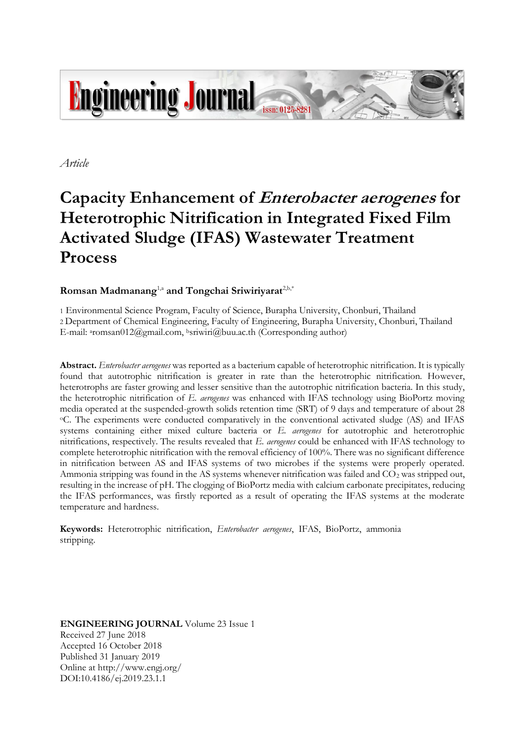*Article*

# Capacity Enhancement of *Enterobacter aerogenes* for Heterotrophic Nitrification in Integrated Fixed Film Activated Sludge (IFAS) Wastewater Treatment Process

**Romsan Madmanang**[1,a] **and Tongchai Sriwiriyarat**[2,b,*]

1 Environmental Science Program, Faculty of Science, Burapha University, Chonburi, Thailand
2 Department of Chemical Engineering, Faculty of Engineering, Burapha University, Chonburi, Thailand
E-mail: [a]romsan012@gmail.com, [b]sriwiri@buu.ac.th (Corresponding author)

**Abstract.** *Enterobacter aerogenes* was reported as a bacterium capable of heterotrophic nitrification. It is typically found that autotrophic nitrification is greater in rate than the heterotrophic nitrification. However, heterotrophs are faster growing and lesser sensitive than the autotrophic nitrification bacteria. In this study, the heterotrophic nitrification of *E. aerogenes* was enhanced with IFAS technology using BioPortz moving media operated at the suspended-growth solids retention time (SRT) of 9 days and temperature of about 28 °C. The experiments were conducted comparatively in the conventional activated sludge (AS) and IFAS systems containing either mixed culture bacteria or *E. aerogenes* for autotrophic and heterotrophic nitrifications, respectively. The results revealed that *E. aerogenes* could be enhanced with IFAS technology to complete heterotrophic nitrification with the removal efficiency of 100%. There was no significant difference in nitrification between AS and IFAS systems of two microbes if the systems were properly operated. Ammonia stripping was found in the AS systems whenever nitrification was failed and $CO_2$ was stripped out, resulting in the increase of pH. The clogging of BioPortz media with calcium carbonate precipitates, reducing the IFAS performances, was firstly reported as a result of operating the IFAS systems at the moderate temperature and hardness.

**Keywords:** Heterotrophic nitrification, *Enterobacter aerogenes*, IFAS, BioPortz, ammonia stripping.

**ENGINEERING JOURNAL** Volume 23 Issue 1
Received 27 June 2018
Accepted 16 October 2018
Published 31 January 2019
Online at http://www.engj.org/
DOI:10.4186/ej.2019.23.1.1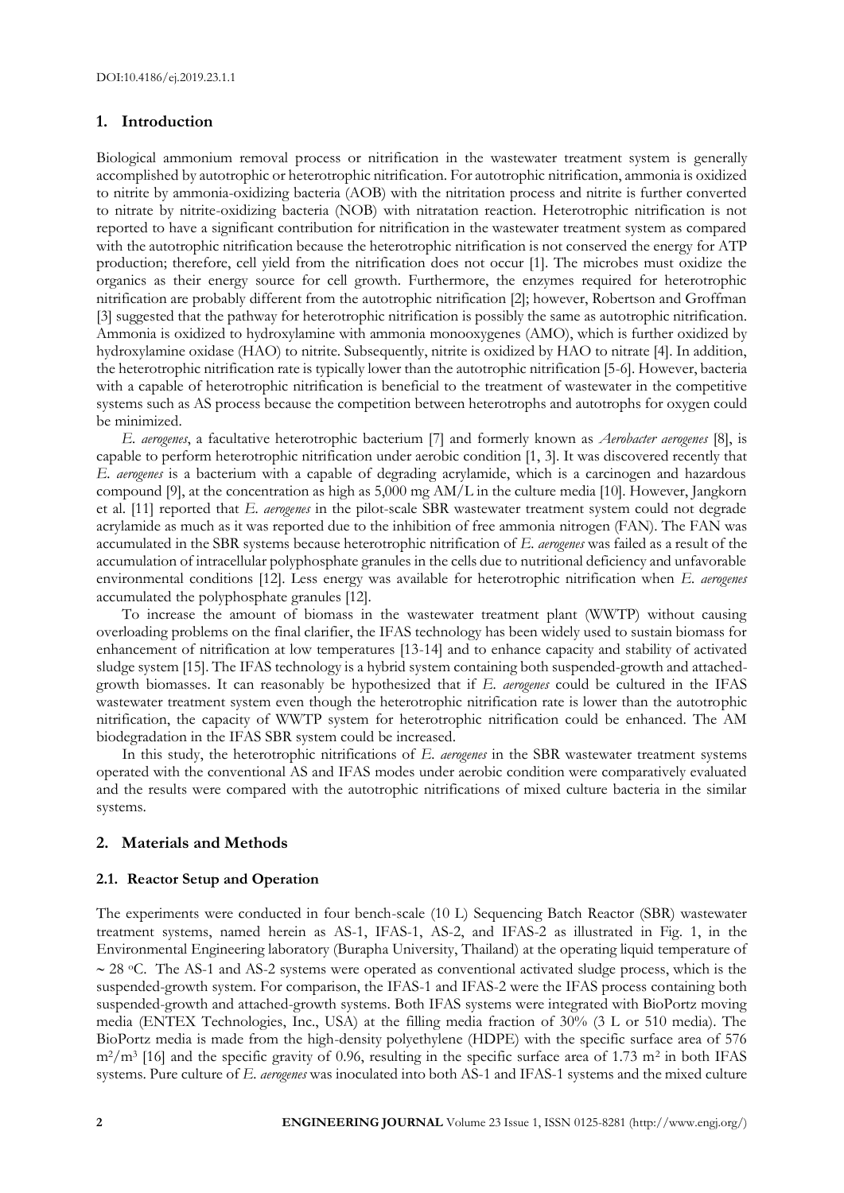## 1. Introduction

Biological ammonium removal process or nitrification in the wastewater treatment system is generally accomplished by autotrophic or heterotrophic nitrification. For autotrophic nitrification, ammonia is oxidized to nitrite by ammonia-oxidizing bacteria (AOB) with the nitritation process and nitrite is further converted to nitrate by nitrite-oxidizing bacteria (NOB) with nitratation reaction. Heterotrophic nitrification is not reported to have a significant contribution for nitrification in the wastewater treatment system as compared with the autotrophic nitrification because the heterotrophic nitrification is not conserved the energy for ATP production; therefore, cell yield from the nitrification does not occur [1]. The microbes must oxidize the organics as their energy source for cell growth. Furthermore, the enzymes required for heterotrophic nitrification are probably different from the autotrophic nitrification [2]; however, Robertson and Groffman [3] suggested that the pathway for heterotrophic nitrification is possibly the same as autotrophic nitrification. Ammonia is oxidized to hydroxylamine with ammonia monooxygenes (AMO), which is further oxidized by hydroxylamine oxidase (HAO) to nitrite. Subsequently, nitrite is oxidized by HAO to nitrate [4]. In addition, the heterotrophic nitrification rate is typically lower than the autotrophic nitrification [5-6]. However, bacteria with a capable of heterotrophic nitrification is beneficial to the treatment of wastewater in the competitive systems such as AS process because the competition between heterotrophs and autotrophs for oxygen could be minimized.

*E. aerogenes*, a facultative heterotrophic bacterium [7] and formerly known as *Aerobacter aerogenes* [8], is capable to perform heterotrophic nitrification under aerobic condition [1, 3]. It was discovered recently that *E. aerogenes* is a bacterium with a capable of degrading acrylamide, which is a carcinogen and hazardous compound [9], at the concentration as high as 5,000 mg AM/L in the culture media [10]. However, Jangkorn et al. [11] reported that *E. aerogenes* in the pilot-scale SBR wastewater treatment system could not degrade acrylamide as much as it was reported due to the inhibition of free ammonia nitrogen (FAN). The FAN was accumulated in the SBR systems because heterotrophic nitrification of *E. aerogenes* was failed as a result of the accumulation of intracellular polyphosphate granules in the cells due to nutritional deficiency and unfavorable environmental conditions [12]. Less energy was available for heterotrophic nitrification when *E. aerogenes* accumulated the polyphosphate granules [12].

To increase the amount of biomass in the wastewater treatment plant (WWTP) without causing overloading problems on the final clarifier, the IFAS technology has been widely used to sustain biomass for enhancement of nitrification at low temperatures [13-14] and to enhance capacity and stability of activated sludge system [15]. The IFAS technology is a hybrid system containing both suspended-growth and attached-growth biomasses. It can reasonably be hypothesized that if *E. aerogenes* could be cultured in the IFAS wastewater treatment system even though the heterotrophic nitrification rate is lower than the autotrophic nitrification, the capacity of WWTP system for heterotrophic nitrification could be enhanced. The AM biodegradation in the IFAS SBR system could be increased.

In this study, the heterotrophic nitrifications of *E. aerogenes* in the SBR wastewater treatment systems operated with the conventional AS and IFAS modes under aerobic condition were comparatively evaluated and the results were compared with the autotrophic nitrifications of mixed culture bacteria in the similar systems.

## 2. Materials and Methods

### 2.1. Reactor Setup and Operation

The experiments were conducted in four bench-scale (10 L) Sequencing Batch Reactor (SBR) wastewater treatment systems, named herein as AS-1, IFAS-1, AS-2, and IFAS-2 as illustrated in Fig. 1, in the Environmental Engineering laboratory (Burapha University, Thailand) at the operating liquid temperature of ~ 28 $^{o}$C. The AS-1 and AS-2 systems were operated as conventional activated sludge process, which is the suspended-growth system. For comparison, the IFAS-1 and IFAS-2 were the IFAS process containing both suspended-growth and attached-growth systems. Both IFAS systems were integrated with BioPortz moving media (ENTEX Technologies, Inc., USA) at the filling media fraction of 30% (3 L or 510 media). The BioPortz media is made from the high-density polyethylene (HDPE) with the specific surface area of 576 $m^2/m^3$ [16] and the specific gravity of 0.96, resulting in the specific surface area of 1.73 $m^2$ in both IFAS systems. Pure culture of *E. aerogenes* was inoculated into both AS-1 and IFAS-1 systems and the mixed culture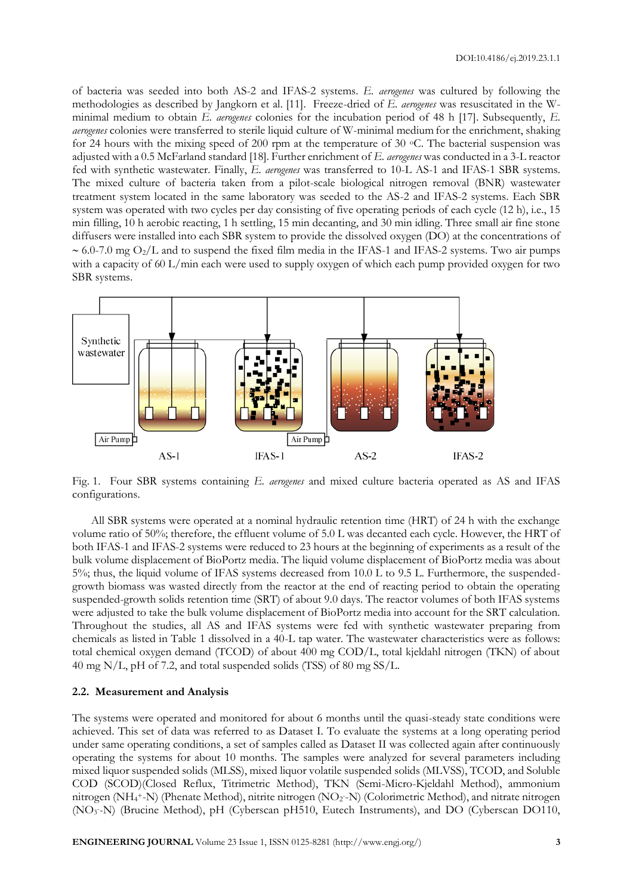of bacteria was seeded into both AS-2 and IFAS-2 systems. *E. aerogenes* was cultured by following the methodologies as described by Jangkorn et al. [11]. Freeze-dried of *E. aerogenes* was resuscitated in the W-minimal medium to obtain *E. aerogenes* colonies for the incubation period of 48 h [17]. Subsequently, *E. aerogenes* colonies were transferred to sterile liquid culture of W-minimal medium for the enrichment, shaking for 24 hours with the mixing speed of 200 rpm at the temperature of 30 °C. The bacterial suspension was adjusted with a 0.5 McFarland standard [18]. Further enrichment of *E. aerogenes* was conducted in a 3-L reactor fed with synthetic wastewater. Finally, *E. aerogenes* was transferred to 10-L AS-1 and IFAS-1 SBR systems. The mixed culture of bacteria taken from a pilot-scale biological nitrogen removal (BNR) wastewater treatment system located in the same laboratory was seeded to the AS-2 and IFAS-2 systems. Each SBR system was operated with two cycles per day consisting of five operating periods of each cycle (12 h), i.e., 15 min filling, 10 h aerobic reacting, 1 h settling, 15 min decanting, and 30 min idling. Three small air fine stone diffusers were installed into each SBR system to provide the dissolved oxygen (DO) at the concentrations of ~ 6.0-7.0 mg $O_2$/L and to suspend the fixed film media in the IFAS-1 and IFAS-2 systems. Two air pumps with a capacity of 60 L/min each were used to supply oxygen of which each pump provided oxygen for two SBR systems.

Fig. 1. Four SBR systems containing *E. aerogenes* and mixed culture bacteria operated as AS and IFAS configurations.

All SBR systems were operated at a nominal hydraulic retention time (HRT) of 24 h with the exchange volume ratio of 50%; therefore, the effluent volume of 5.0 L was decanted each cycle. However, the HRT of both IFAS-1 and IFAS-2 systems were reduced to 23 hours at the beginning of experiments as a result of the bulk volume displacement of BioPortz media. The liquid volume displacement of BioPortz media was about 5%; thus, the liquid volume of IFAS systems decreased from 10.0 L to 9.5 L. Furthermore, the suspended-growth biomass was wasted directly from the reactor at the end of reacting period to obtain the operating suspended-growth solids retention time (SRT) of about 9.0 days. The reactor volumes of both IFAS systems were adjusted to take the bulk volume displacement of BioPortz media into account for the SRT calculation. Throughout the studies, all AS and IFAS systems were fed with synthetic wastewater preparing from chemicals as listed in Table 1 dissolved in a 40-L tap water. The wastewater characteristics were as follows: total chemical oxygen demand (TCOD) of about 400 mg COD/L, total kjeldahl nitrogen (TKN) of about 40 mg N/L, pH of 7.2, and total suspended solids (TSS) of 80 mg SS/L.

### 2.2. Measurement and Analysis

The systems were operated and monitored for about 6 months until the quasi-steady state conditions were achieved. This set of data was referred to as Dataset I. To evaluate the systems at a long operating period under same operating conditions, a set of samples called as Dataset II was collected again after continuously operating the systems for about 10 months. The samples were analyzed for several parameters including mixed liquor suspended solids (MLSS), mixed liquor volatile suspended solids (MLVSS), TCOD, and Soluble COD (SCOD)(Closed Reflux, Titrimetric Method), TKN (Semi-Micro-Kjeldahl Method), ammonium nitrogen ($NH_4^+$-N) (Phenate Method), nitrite nitrogen ($NO_2^-$-N) (Colorimetric Method), and nitrate nitrogen ($NO_3^-$-N) (Brucine Method), pH (Cyberscan pH510, Eutech Instruments), and DO (Cyberscan DO110,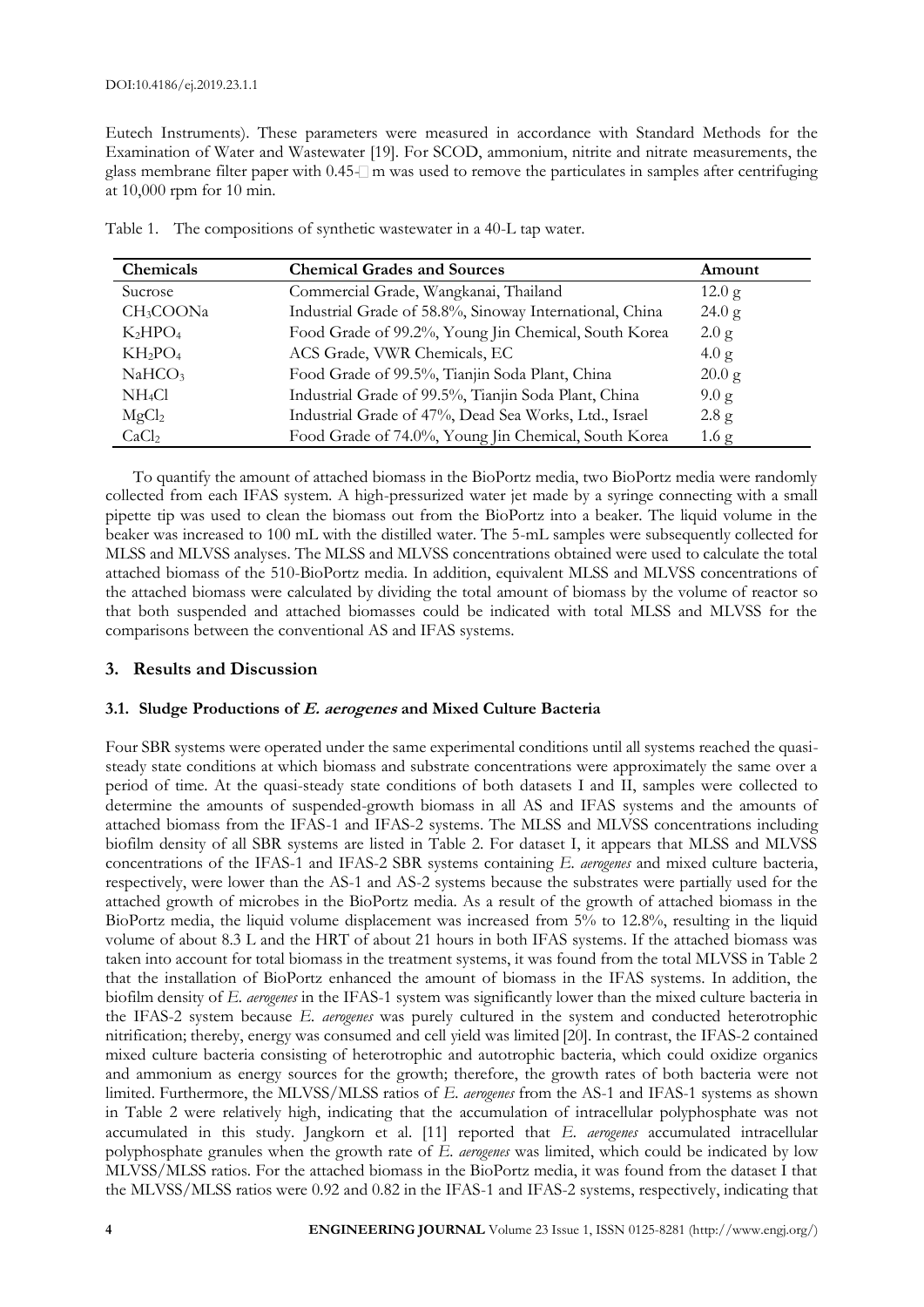Eutech Instruments). These parameters were measured in accordance with Standard Methods for the Examination of Water and Wastewater [19]. For SCOD, ammonium, nitrite and nitrate measurements, the glass membrane filter paper with 0.45-μm was used to remove the particulates in samples after centrifuging at 10,000 rpm for 10 min.

Table 1. The compositions of synthetic wastewater in a 40-L tap water.

| Chemicals | Chemical Grades and Sources | Amount |
|---|---|---|
| Sucrose | Commercial Grade, Wangkanai, Thailand | 12.0 g |
| $CH_3COONa$ | Industrial Grade of 58.8%, Sinoway International, China | 24.0 g |
| $K_2HPO_4$ | Food Grade of 99.2%, Young Jin Chemical, South Korea | 2.0 g |
| $KH_2PO_4$ | ACS Grade, VWR Chemicals, EC | 4.0 g |
| $NaHCO_3$ | Food Grade of 99.5%, Tianjin Soda Plant, China | 20.0 g |
| $NH_4Cl$ | Industrial Grade of 99.5%, Tianjin Soda Plant, China | 9.0 g |
| $MgCl_2$ | Industrial Grade of 47%, Dead Sea Works, Ltd., Israel | 2.8 g |
| $CaCl_2$ | Food Grade of 74.0%, Young Jin Chemical, South Korea | 1.6 g |

To quantify the amount of attached biomass in the BioPortz media, two BioPortz media were randomly collected from each IFAS system. A high-pressurized water jet made by a syringe connecting with a small pipette tip was used to clean the biomass out from the BioPortz into a beaker. The liquid volume in the beaker was increased to 100 mL with the distilled water. The 5-mL samples were subsequently collected for MLSS and MLVSS analyses. The MLSS and MLVSS concentrations obtained were used to calculate the total attached biomass of the 510-BioPortz media. In addition, equivalent MLSS and MLVSS concentrations of the attached biomass were calculated by dividing the total amount of biomass by the volume of reactor so that both suspended and attached biomasses could be indicated with total MLSS and MLVSS for the comparisons between the conventional AS and IFAS systems.

## 3. Results and Discussion

### 3.1. Sludge Productions of *E. aerogenes* and Mixed Culture Bacteria

Four SBR systems were operated under the same experimental conditions until all systems reached the quasi-steady state conditions at which biomass and substrate concentrations were approximately the same over a period of time. At the quasi-steady state conditions of both datasets I and II, samples were collected to determine the amounts of suspended-growth biomass in all AS and IFAS systems and the amounts of attached biomass from the IFAS-1 and IFAS-2 systems. The MLSS and MLVSS concentrations including biofilm density of all SBR systems are listed in Table 2. For dataset I, it appears that MLSS and MLVSS concentrations of the IFAS-1 and IFAS-2 SBR systems containing *E. aerogenes* and mixed culture bacteria, respectively, were lower than the AS-1 and AS-2 systems because the substrates were partially used for the attached growth of microbes in the BioPortz media. As a result of the growth of attached biomass in the BioPortz media, the liquid volume displacement was increased from 5% to 12.8%, resulting in the liquid volume of about 8.3 L and the HRT of about 21 hours in both IFAS systems. If the attached biomass was taken into account for total biomass in the treatment systems, it was found from the total MLVSS in Table 2 that the installation of BioPortz enhanced the amount of biomass in the IFAS systems. In addition, the biofilm density of *E. aerogenes* in the IFAS-1 system was significantly lower than the mixed culture bacteria in the IFAS-2 system because *E. aerogenes* was purely cultured in the system and conducted heterotrophic nitrification; thereby, energy was consumed and cell yield was limited [20]. In contrast, the IFAS-2 contained mixed culture bacteria consisting of heterotrophic and autotrophic bacteria, which could oxidize organics and ammonium as energy sources for the growth; therefore, the growth rates of both bacteria were not limited. Furthermore, the MLVSS/MLSS ratios of *E. aerogenes* from the AS-1 and IFAS-1 systems as shown in Table 2 were relatively high, indicating that the accumulation of intracellular polyphosphate was not accumulated in this study. Jangkorn et al. [11] reported that *E. aerogenes* accumulated intracellular polyphosphate granules when the growth rate of *E. aerogenes* was limited, which could be indicated by low MLVSS/MLSS ratios. For the attached biomass in the BioPortz media, it was found from the dataset I that the MLVSS/MLSS ratios were 0.92 and 0.82 in the IFAS-1 and IFAS-2 systems, respectively, indicating that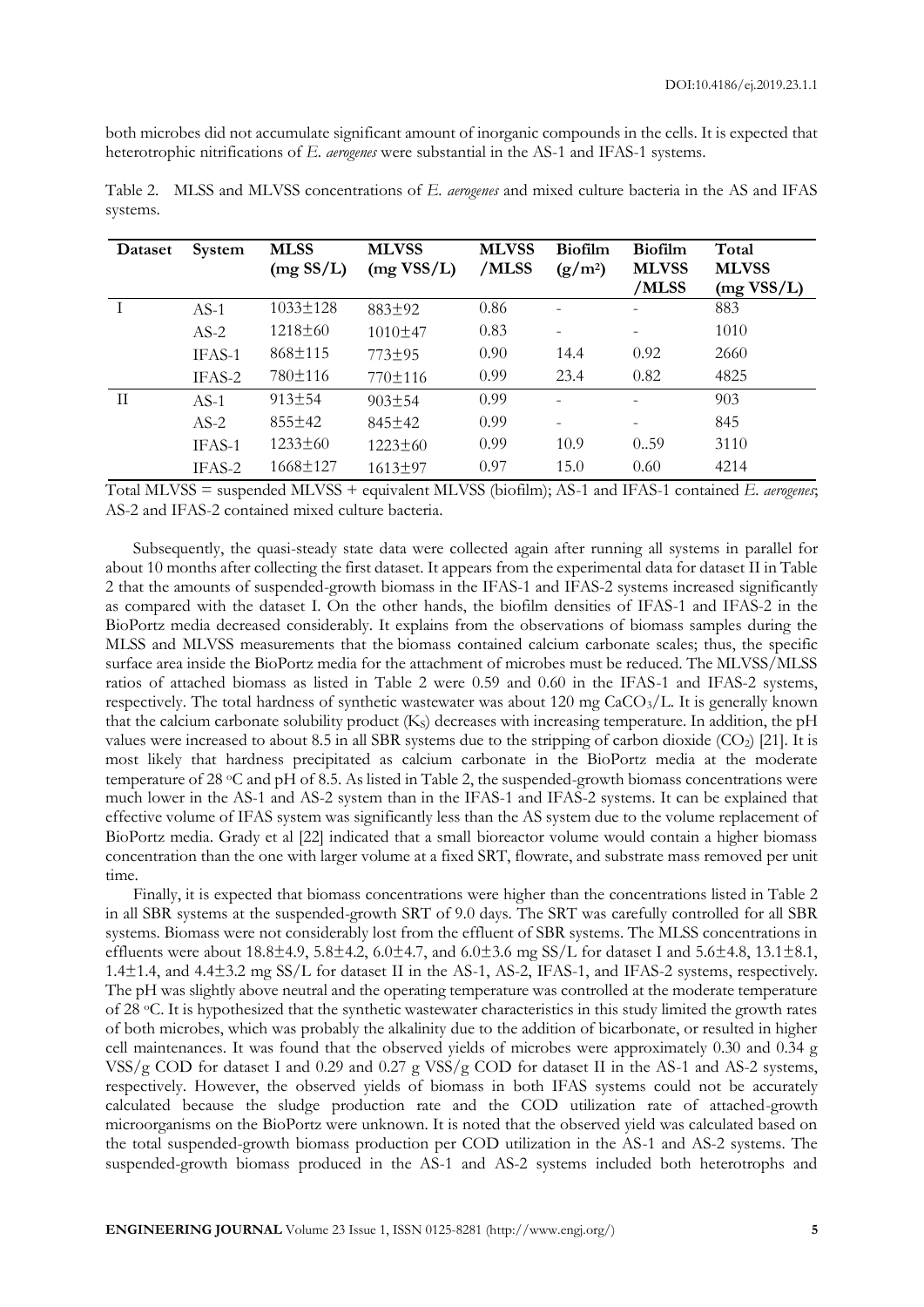both microbes did not accumulate significant amount of inorganic compounds in the cells. It is expected that heterotrophic nitrifications of *E. aerogenes* were substantial in the AS-1 and IFAS-1 systems.

Table 2. MLSS and MLVSS concentrations of *E. aerogenes* and mixed culture bacteria in the AS and IFAS systems.

| Dataset | System | MLSS (mg SS/L) | MLVSS (mg VSS/L) | MLVSS /MLSS | Biofilm ($g/m^2$) | Biofilm MLVSS /MLSS | Total MLVSS (mg VSS/L) |
|---|---|---|---|---|---|---|---|
| I | AS-1 | 1033±128 | 883±92 | 0.86 | - | - | 883 |
| | AS-2 | 1218±60 | 1010±47 | 0.83 | - | - | 1010 |
| | IFAS-1 | 868±115 | 773±95 | 0.90 | 14.4 | 0.92 | 2660 |
| | IFAS-2 | 780±116 | 770±116 | 0.99 | 23.4 | 0.82 | 4825 |
| II | AS-1 | 913±54 | 903±54 | 0.99 | - | - | 903 |
| | AS-2 | 855±42 | 845±42 | 0.99 | - | - | 845 |
| | IFAS-1 | 1233±60 | 1223±60 | 0.99 | 10.9 | 0..59 | 3110 |
| | IFAS-2 | 1668±127 | 1613±97 | 0.97 | 15.0 | 0.60 | 4214 |

Total MLVSS = suspended MLVSS + equivalent MLVSS (biofilm); AS-1 and IFAS-1 contained *E. aerogenes*; AS-2 and IFAS-2 contained mixed culture bacteria.

Subsequently, the quasi-steady state data were collected again after running all systems in parallel for about 10 months after collecting the first dataset. It appears from the experimental data for dataset II in Table 2 that the amounts of suspended-growth biomass in the IFAS-1 and IFAS-2 systems increased significantly as compared with the dataset I. On the other hands, the biofilm densities of IFAS-1 and IFAS-2 in the BioPortz media decreased considerably. It explains from the observations of biomass samples during the MLSS and MLVSS measurements that the biomass contained calcium carbonate scales; thus, the specific surface area inside the BioPortz media for the attachment of microbes must be reduced. The MLVSS/MLSS ratios of attached biomass as listed in Table 2 were 0.59 and 0.60 in the IFAS-1 and IFAS-2 systems, respectively. The total hardness of synthetic wastewater was about 120 mg $CaCO_3$/L. It is generally known that the calcium carbonate solubility product ($K_S$) decreases with increasing temperature. In addition, the pH values were increased to about 8.5 in all SBR systems due to the stripping of carbon dioxide ($CO_2$) [21]. It is most likely that hardness precipitated as calcium carbonate in the BioPortz media at the moderate temperature of 28 °C and pH of 8.5. As listed in Table 2, the suspended-growth biomass concentrations were much lower in the AS-1 and AS-2 system than in the IFAS-1 and IFAS-2 systems. It can be explained that effective volume of IFAS system was significantly less than the AS system due to the volume replacement of BioPortz media. Grady et al [22] indicated that a small bioreactor volume would contain a higher biomass concentration than the one with larger volume at a fixed SRT, flowrate, and substrate mass removed per unit time.

Finally, it is expected that biomass concentrations were higher than the concentrations listed in Table 2 in all SBR systems at the suspended-growth SRT of 9.0 days. The SRT was carefully controlled for all SBR systems. Biomass were not considerably lost from the effluent of SBR systems. The MLSS concentrations in effluents were about 18.8±4.9, 5.8±4.2, 6.0±4.7, and 6.0±3.6 mg SS/L for dataset I and 5.6±4.8, 13.1±8.1, 1.4±1.4, and 4.4±3.2 mg SS/L for dataset II in the AS-1, AS-2, IFAS-1, and IFAS-2 systems, respectively. The pH was slightly above neutral and the operating temperature was controlled at the moderate temperature of 28 °C. It is hypothesized that the synthetic wastewater characteristics in this study limited the growth rates of both microbes, which was probably the alkalinity due to the addition of bicarbonate, or resulted in higher cell maintenances. It was found that the observed yields of microbes were approximately 0.30 and 0.34 g VSS/g COD for dataset I and 0.29 and 0.27 g VSS/g COD for dataset II in the AS-1 and AS-2 systems, respectively. However, the observed yields of biomass in both IFAS systems could not be accurately calculated because the sludge production rate and the COD utilization rate of attached-growth microorganisms on the BioPortz were unknown. It is noted that the observed yield was calculated based on the total suspended-growth biomass production per COD utilization in the AS-1 and AS-2 systems. The suspended-growth biomass produced in the AS-1 and AS-2 systems included both heterotrophs and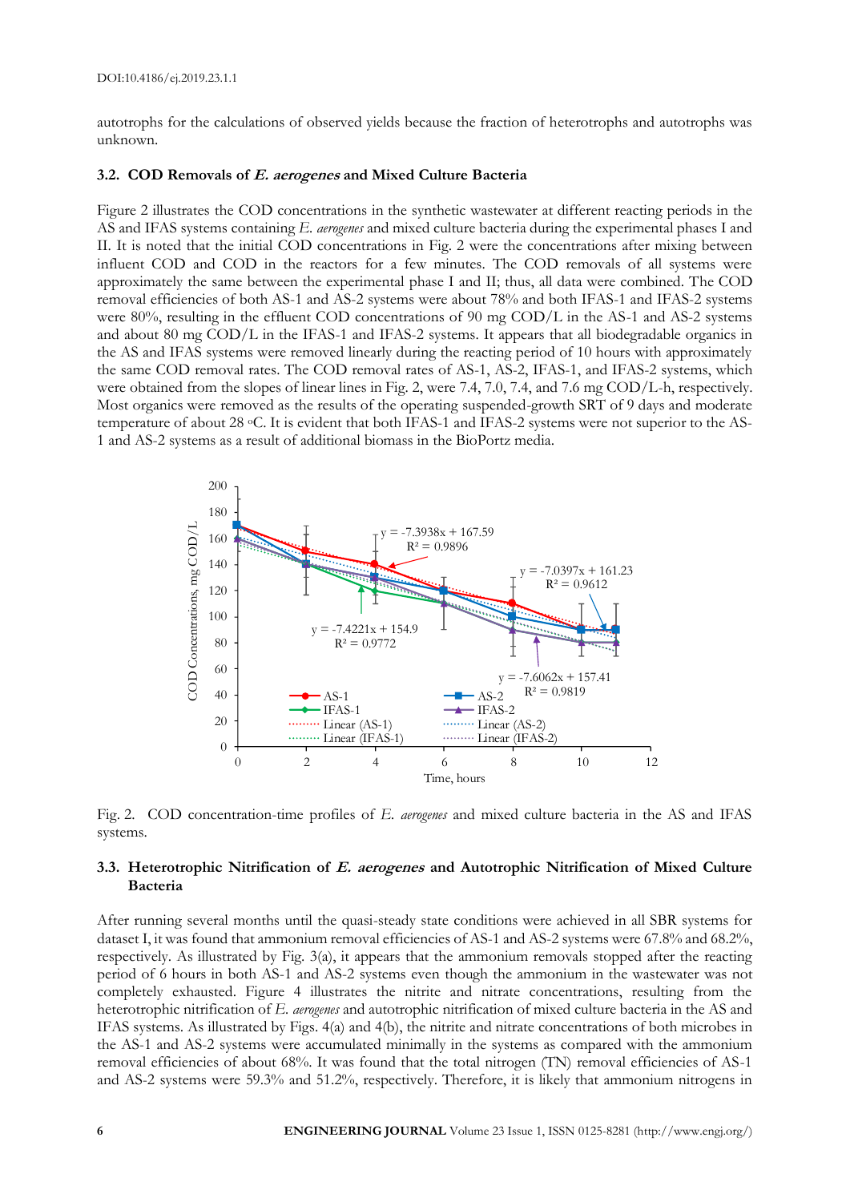autotrophs for the calculations of observed yields because the fraction of heterotrophs and autotrophs was unknown.

### 3.2. COD Removals of *E. aerogenes* and Mixed Culture Bacteria

Figure 2 illustrates the COD concentrations in the synthetic wastewater at different reacting periods in the AS and IFAS systems containing *E. aerogenes* and mixed culture bacteria during the experimental phases I and II. It is noted that the initial COD concentrations in Fig. 2 were the concentrations after mixing between influent COD and COD in the reactors for a few minutes. The COD removals of all systems were approximately the same between the experimental phase I and II; thus, all data were combined. The COD removal efficiencies of both AS-1 and AS-2 systems were about 78% and both IFAS-1 and IFAS-2 systems were 80%, resulting in the effluent COD concentrations of 90 mg COD/L in the AS-1 and AS-2 systems and about 80 mg COD/L in the IFAS-1 and IFAS-2 systems. It appears that all biodegradable organics in the AS and IFAS systems were removed linearly during the reacting period of 10 hours with approximately the same COD removal rates. The COD removal rates of AS-1, AS-2, IFAS-1, and IFAS-2 systems, which were obtained from the slopes of linear lines in Fig. 2, were 7.4, 7.0, 7.4, and 7.6 mg COD/L-h, respectively. Most organics were removed as the results of the operating suspended-growth SRT of 9 days and moderate temperature of about 28 °C. It is evident that both IFAS-1 and IFAS-2 systems were not superior to the AS-1 and AS-2 systems as a result of additional biomass in the BioPortz media.

Fig. 2. COD concentration-time profiles of *E. aerogenes* and mixed culture bacteria in the AS and IFAS systems.

### 3.3. Heterotrophic Nitrification of *E. aerogenes* and Autotrophic Nitrification of Mixed Culture Bacteria

After running several months until the quasi-steady state conditions were achieved in all SBR systems for dataset I, it was found that ammonium removal efficiencies of AS-1 and AS-2 systems were 67.8% and 68.2%, respectively. As illustrated by Fig. 3(a), it appears that the ammonium removals stopped after the reacting period of 6 hours in both AS-1 and AS-2 systems even though the ammonium in the wastewater was not completely exhausted. Figure 4 illustrates the nitrite and nitrate concentrations, resulting from the heterotrophic nitrification of *E. aerogenes* and autotrophic nitrification of mixed culture bacteria in the AS and IFAS systems. As illustrated by Figs. 4(a) and 4(b), the nitrite and nitrate concentrations of both microbes in the AS-1 and AS-2 systems were accumulated minimally in the systems as compared with the ammonium removal efficiencies of about 68%. It was found that the total nitrogen (TN) removal efficiencies of AS-1 and AS-2 systems were 59.3% and 51.2%, respectively. Therefore, it is likely that ammonium nitrogens in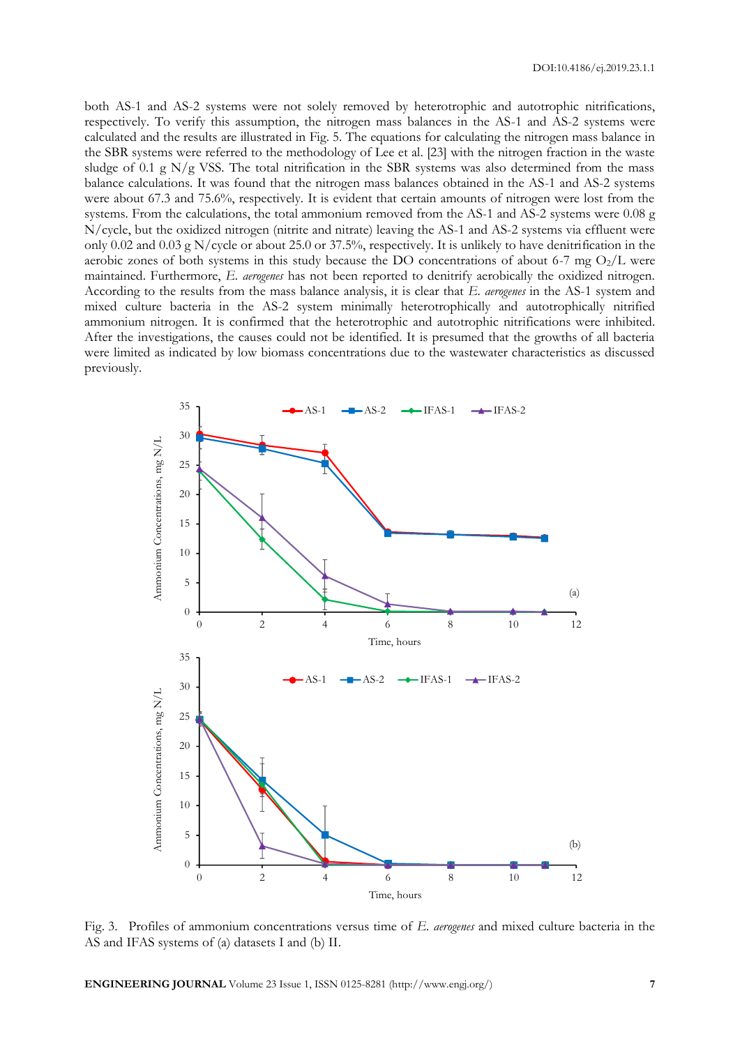both AS-1 and AS-2 systems were not solely removed by heterotrophic and autotrophic nitrifications, respectively. To verify this assumption, the nitrogen mass balances in the AS-1 and AS-2 systems were calculated and the results are illustrated in Fig. 5. The equations for calculating the nitrogen mass balance in the SBR systems were referred to the methodology of Lee et al. [23] with the nitrogen fraction in the waste sludge of 0.1 g N/g VSS. The total nitrification in the SBR systems was also determined from the mass balance calculations. It was found that the nitrogen mass balances obtained in the AS-1 and AS-2 systems were about 67.3 and 75.6%, respectively. It is evident that certain amounts of nitrogen were lost from the systems. From the calculations, the total ammonium removed from the AS-1 and AS-2 systems were 0.08 g N/cycle, but the oxidized nitrogen (nitrite and nitrate) leaving the AS-1 and AS-2 systems via effluent were only 0.02 and 0.03 g N/cycle or about 25.0 or 37.5%, respectively. It is unlikely to have denitrification in the aerobic zones of both systems in this study because the DO concentrations of about 6-7 mg $O_2$/L were maintained. Furthermore, *E. aerogenes* has not been reported to denitrify aerobically the oxidized nitrogen. According to the results from the mass balance analysis, it is clear that *E. aerogenes* in the AS-1 system and mixed culture bacteria in the AS-2 system minimally heterotrophically and autotrophically nitrified ammonium nitrogen. It is confirmed that the heterotrophic and autotrophic nitrifications were inhibited. After the investigations, the causes could not be identified. It is presumed that the growths of all bacteria were limited as indicated by low biomass concentrations due to the wastewater characteristics as discussed previously.

Fig. 3. Profiles of ammonium concentrations versus time of *E. aerogenes* and mixed culture bacteria in the AS and IFAS systems of (a) datasets I and (b) II.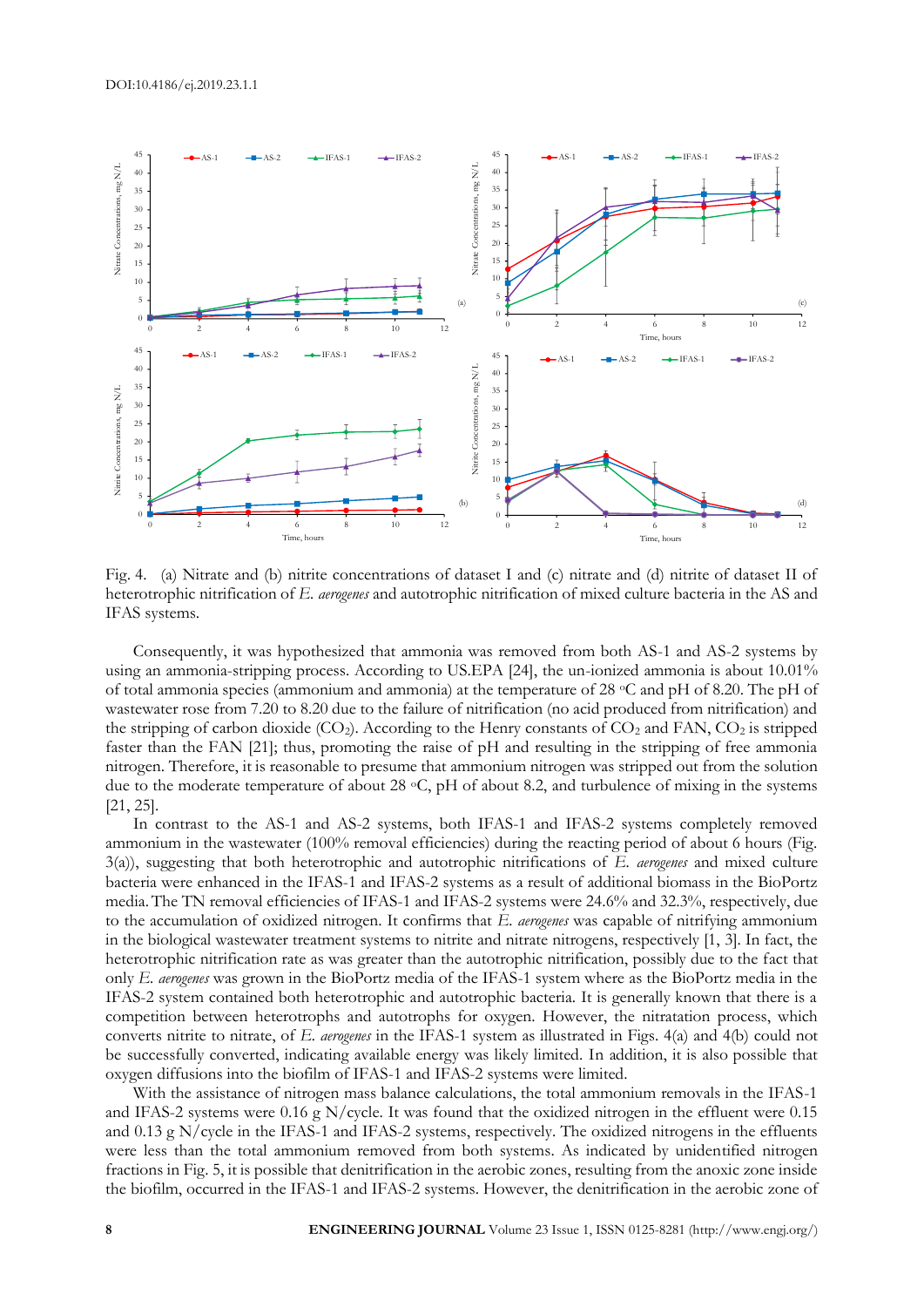Fig. 4. (a) Nitrate and (b) nitrite concentrations of dataset I and (c) nitrate and (d) nitrite of dataset II of heterotrophic nitrification of *E. aerogenes* and autotrophic nitrification of mixed culture bacteria in the AS and IFAS systems.

Consequently, it was hypothesized that ammonia was removed from both AS-1 and AS-2 systems by using an ammonia-stripping process. According to US.EPA [24], the un-ionized ammonia is about 10.01% of total ammonia species (ammonium and ammonia) at the temperature of 28 °C and pH of 8.20. The pH of wastewater rose from 7.20 to 8.20 due to the failure of nitrification (no acid produced from nitrification) and the stripping of carbon dioxide ($CO_2$). According to the Henry constants of $CO_2$ and FAN, $CO_2$ is stripped faster than the FAN [21]; thus, promoting the raise of pH and resulting in the stripping of free ammonia nitrogen. Therefore, it is reasonable to presume that ammonium nitrogen was stripped out from the solution due to the moderate temperature of about 28 °C, pH of about 8.2, and turbulence of mixing in the systems [21, 25].

In contrast to the AS-1 and AS-2 systems, both IFAS-1 and IFAS-2 systems completely removed ammonium in the wastewater (100% removal efficiencies) during the reacting period of about 6 hours (Fig. 3(a)), suggesting that both heterotrophic and autotrophic nitrifications of *E. aerogenes* and mixed culture bacteria were enhanced in the IFAS-1 and IFAS-2 systems as a result of additional biomass in the BioPortz media. The TN removal efficiencies of IFAS-1 and IFAS-2 systems were 24.6% and 32.3%, respectively, due to the accumulation of oxidized nitrogen. It confirms that *E. aerogenes* was capable of nitrifying ammonium in the biological wastewater treatment systems to nitrite and nitrate nitrogens, respectively [1, 3]. In fact, the heterotrophic nitrification rate as was greater than the autotrophic nitrification, possibly due to the fact that only *E. aerogenes* was grown in the BioPortz media of the IFAS-1 system where as the BioPortz media in the IFAS-2 system contained both heterotrophic and autotrophic bacteria. It is generally known that there is a competition between heterotrophs and autotrophs for oxygen. However, the nitratation process, which converts nitrite to nitrate, of *E. aerogenes* in the IFAS-1 system as illustrated in Figs. 4(a) and 4(b) could not be successfully converted, indicating available energy was likely limited. In addition, it is also possible that oxygen diffusions into the biofilm of IFAS-1 and IFAS-2 systems were limited.

With the assistance of nitrogen mass balance calculations, the total ammonium removals in the IFAS-1 and IFAS-2 systems were 0.16 g N/cycle. It was found that the oxidized nitrogen in the effluent were 0.15 and 0.13 g N/cycle in the IFAS-1 and IFAS-2 systems, respectively. The oxidized nitrogens in the effluents were less than the total ammonium removed from both systems. As indicated by unidentified nitrogen fractions in Fig. 5, it is possible that denitrification in the aerobic zones, resulting from the anoxic zone inside the biofilm, occurred in the IFAS-1 and IFAS-2 systems. However, the denitrification in the aerobic zone of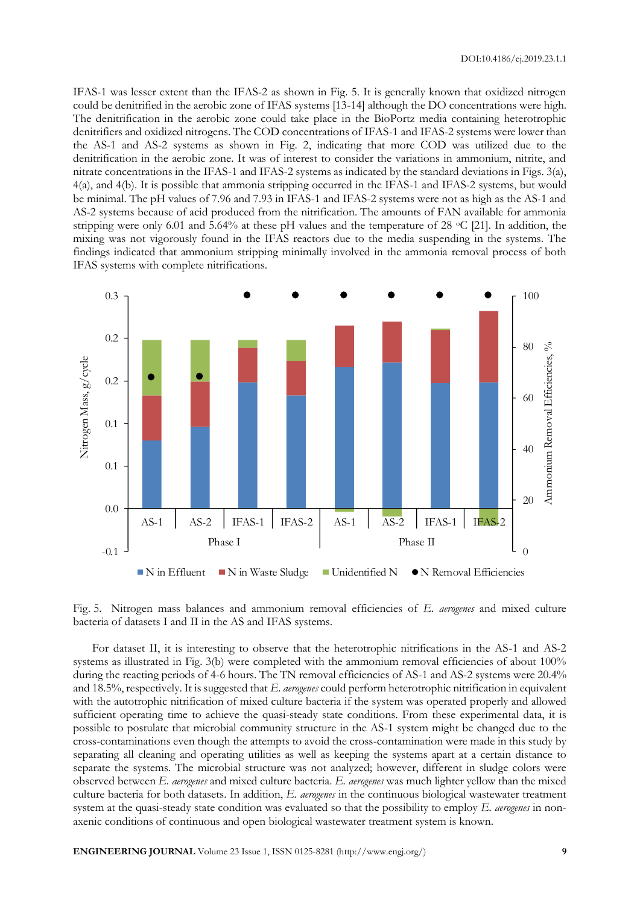IFAS-1 was lesser extent than the IFAS-2 as shown in Fig. 5. It is generally known that oxidized nitrogen could be denitrified in the aerobic zone of IFAS systems [13-14] although the DO concentrations were high. The denitrification in the aerobic zone could take place in the BioPortz media containing heterotrophic denitrifiers and oxidized nitrogens. The COD concentrations of IFAS-1 and IFAS-2 systems were lower than the AS-1 and AS-2 systems as shown in Fig. 2, indicating that more COD was utilized due to the denitrification in the aerobic zone. It was of interest to consider the variations in ammonium, nitrite, and nitrate concentrations in the IFAS-1 and IFAS-2 systems as indicated by the standard deviations in Figs. 3(a), 4(a), and 4(b). It is possible that ammonia stripping occurred in the IFAS-1 and IFAS-2 systems, but would be minimal. The pH values of 7.96 and 7.93 in IFAS-1 and IFAS-2 systems were not as high as the AS-1 and AS-2 systems because of acid produced from the nitrification. The amounts of FAN available for ammonia stripping were only 6.01 and 5.64% at these pH values and the temperature of 28 °C [21]. In addition, the mixing was not vigorously found in the IFAS reactors due to the media suspending in the systems. The findings indicated that ammonium stripping minimally involved in the ammonia removal process of both IFAS systems with complete nitrifications.

Fig. 5. Nitrogen mass balances and ammonium removal efficiencies of *E. aerogenes* and mixed culture bacteria of datasets I and II in the AS and IFAS systems.

For dataset II, it is interesting to observe that the heterotrophic nitrifications in the AS-1 and AS-2 systems as illustrated in Fig. 3(b) were completed with the ammonium removal efficiencies of about 100% during the reacting periods of 4-6 hours. The TN removal efficiencies of AS-1 and AS-2 systems were 20.4% and 18.5%, respectively. It is suggested that *E. aerogenes* could perform heterotrophic nitrification in equivalent with the autotrophic nitrification of mixed culture bacteria if the system was operated properly and allowed sufficient operating time to achieve the quasi-steady state conditions. From these experimental data, it is possible to postulate that microbial community structure in the AS-1 system might be changed due to the cross-contaminations even though the attempts to avoid the cross-contamination were made in this study by separating all cleaning and operating utilities as well as keeping the systems apart at a certain distance to separate the systems. The microbial structure was not analyzed; however, different in sludge colors were observed between *E. aerogenes* and mixed culture bacteria. *E. aerogenes* was much lighter yellow than the mixed culture bacteria for both datasets. In addition, *E. aerogenes* in the continuous biological wastewater treatment system at the quasi-steady state condition was evaluated so that the possibility to employ *E. aerogenes* in non-axenic conditions of continuous and open biological wastewater treatment system is known.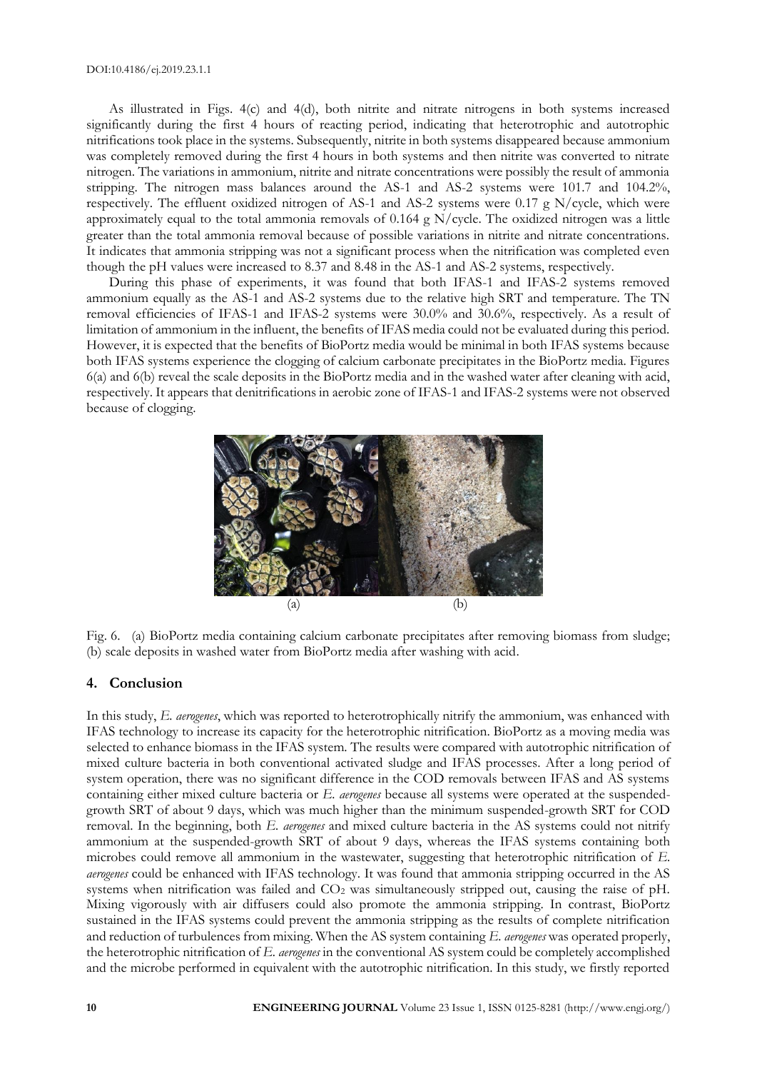As illustrated in Figs. 4(c) and 4(d), both nitrite and nitrate nitrogens in both systems increased significantly during the first 4 hours of reacting period, indicating that heterotrophic and autotrophic nitrifications took place in the systems. Subsequently, nitrite in both systems disappeared because ammonium was completely removed during the first 4 hours in both systems and then nitrite was converted to nitrate nitrogen. The variations in ammonium, nitrite and nitrate concentrations were possibly the result of ammonia stripping. The nitrogen mass balances around the AS-1 and AS-2 systems were 101.7 and 104.2%, respectively. The effluent oxidized nitrogen of AS-1 and AS-2 systems were 0.17 g N/cycle, which were approximately equal to the total ammonia removals of 0.164 g N/cycle. The oxidized nitrogen was a little greater than the total ammonia removal because of possible variations in nitrite and nitrate concentrations. It indicates that ammonia stripping was not a significant process when the nitrification was completed even though the pH values were increased to 8.37 and 8.48 in the AS-1 and AS-2 systems, respectively.

During this phase of experiments, it was found that both IFAS-1 and IFAS-2 systems removed ammonium equally as the AS-1 and AS-2 systems due to the relative high SRT and temperature. The TN removal efficiencies of IFAS-1 and IFAS-2 systems were 30.0% and 30.6%, respectively. As a result of limitation of ammonium in the influent, the benefits of IFAS media could not be evaluated during this period. However, it is expected that the benefits of BioPortz media would be minimal in both IFAS systems because both IFAS systems experience the clogging of calcium carbonate precipitates in the BioPortz media. Figures 6(a) and 6(b) reveal the scale deposits in the BioPortz media and in the washed water after cleaning with acid, respectively. It appears that denitrifications in aerobic zone of IFAS-1 and IFAS-2 systems were not observed because of clogging.

(a) (b)

Fig. 6. (a) BioPortz media containing calcium carbonate precipitates after removing biomass from sludge; (b) scale deposits in washed water from BioPortz media after washing with acid.

## 4. Conclusion

In this study, *E. aerogenes*, which was reported to heterotrophically nitrify the ammonium, was enhanced with IFAS technology to increase its capacity for the heterotrophic nitrification. BioPortz as a moving media was selected to enhance biomass in the IFAS system. The results were compared with autotrophic nitrification of mixed culture bacteria in both conventional activated sludge and IFAS processes. After a long period of system operation, there was no significant difference in the COD removals between IFAS and AS systems containing either mixed culture bacteria or *E. aerogenes* because all systems were operated at the suspended-growth SRT of about 9 days, which was much higher than the minimum suspended-growth SRT for COD removal. In the beginning, both *E. aerogenes* and mixed culture bacteria in the AS systems could not nitrify ammonium at the suspended-growth SRT of about 9 days, whereas the IFAS systems containing both microbes could remove all ammonium in the wastewater, suggesting that heterotrophic nitrification of *E. aerogenes* could be enhanced with IFAS technology. It was found that ammonia stripping occurred in the AS systems when nitrification was failed and $CO_2$ was simultaneously stripped out, causing the raise of pH. Mixing vigorously with air diffusers could also promote the ammonia stripping. In contrast, BioPortz sustained in the IFAS systems could prevent the ammonia stripping as the results of complete nitrification and reduction of turbulences from mixing. When the AS system containing *E. aerogenes* was operated properly, the heterotrophic nitrification of *E. aerogenes* in the conventional AS system could be completely accomplished and the microbe performed in equivalent with the autotrophic nitrification. In this study, we firstly reported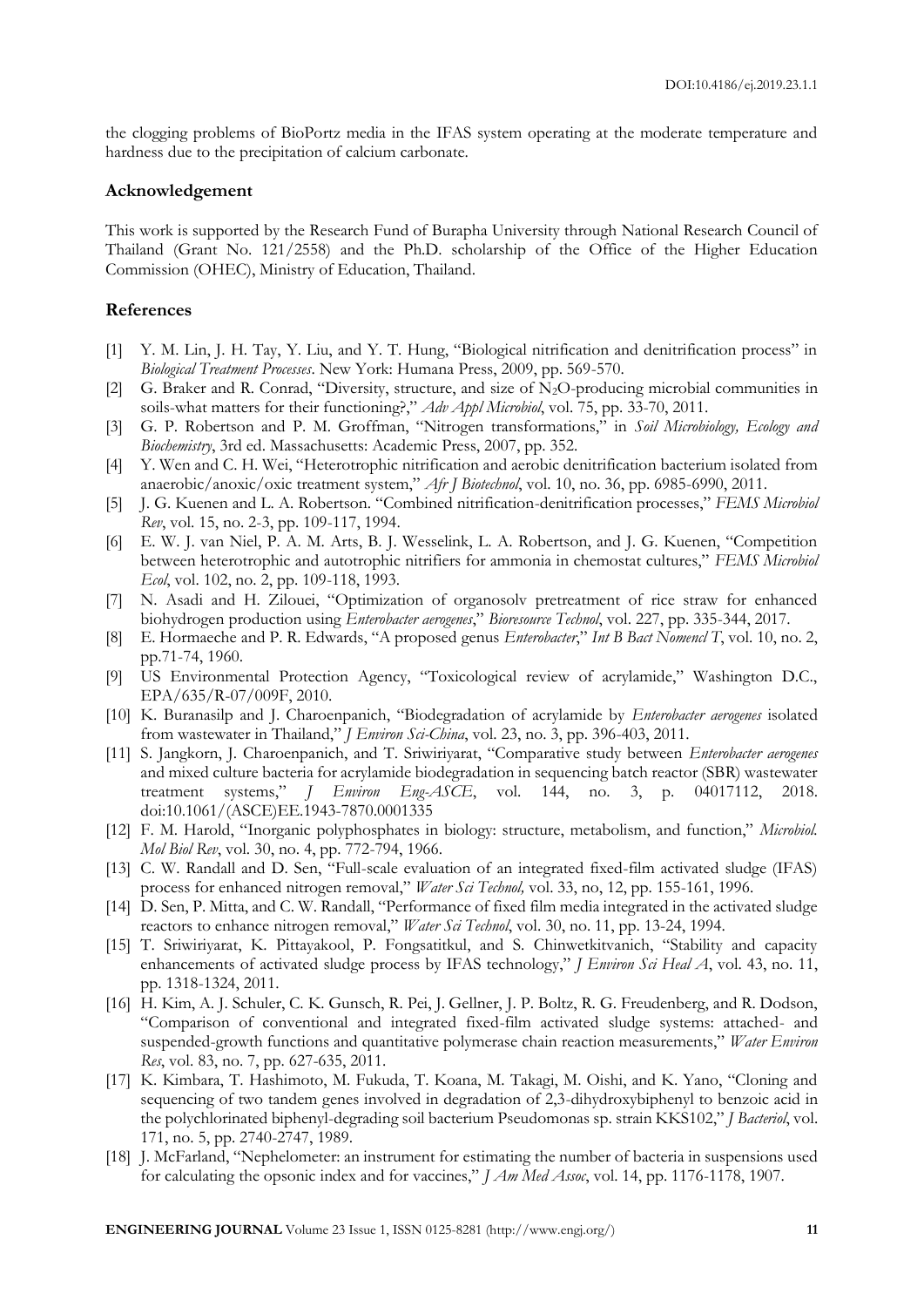the clogging problems of BioPortz media in the IFAS system operating at the moderate temperature and hardness due to the precipitation of calcium carbonate.

## Acknowledgement

This work is supported by the Research Fund of Burapha University through National Research Council of Thailand (Grant No. 121/2558) and the Ph.D. scholarship of the Office of the Higher Education Commission (OHEC), Ministry of Education, Thailand.

## References

[1] Y. M. Lin, J. H. Tay, Y. Liu, and Y. T. Hung, "Biological nitrification and denitrification process" in *Biological Treatment Processes*. New York: Humana Press, 2009, pp. 569-570.

[2] G. Braker and R. Conrad, "Diversity, structure, and size of $N_2O$-producing microbial communities in soils-what matters for their functioning?," *Adv Appl Microbiol*, vol. 75, pp. 33-70, 2011.

[3] G. P. Robertson and P. M. Groffman, "Nitrogen transformations," in *Soil Microbiology, Ecology and Biochemistry*, 3rd ed. Massachusetts: Academic Press, 2007, pp. 352.

[4] Y. Wen and C. H. Wei, "Heterotrophic nitrification and aerobic denitrification bacterium isolated from anaerobic/anoxic/oxic treatment system," *Afr J Biotechnol*, vol. 10, no. 36, pp. 6985-6990, 2011.

[5] J. G. Kuenen and L. A. Robertson. "Combined nitrification-denitrification processes," *FEMS Microbiol Rev*, vol. 15, no. 2-3, pp. 109-117, 1994.

[6] E. W. J. van Niel, P. A. M. Arts, B. J. Wesselink, L. A. Robertson, and J. G. Kuenen, "Competition between heterotrophic and autotrophic nitrifiers for ammonia in chemostat cultures," *FEMS Microbiol Ecol*, vol. 102, no. 2, pp. 109-118, 1993.

[7] N. Asadi and H. Zilouei, "Optimization of organosolv pretreatment of rice straw for enhanced biohydrogen production using *Enterobacter aerogenes*," *Bioresource Technol*, vol. 227, pp. 335-344, 2017.

[8] E. Hormaeche and P. R. Edwards, "A proposed genus *Enterobacter*," *Int B Bact Nomencl T*, vol. 10, no. 2, pp.71-74, 1960.

[9] US Environmental Protection Agency, "Toxicological review of acrylamide," Washington D.C., EPA/635/R-07/009F, 2010.

[10] K. Buranasilp and J. Charoenpanich, "Biodegradation of acrylamide by *Enterobacter aerogenes* isolated from wastewater in Thailand," *J Environ Sci-China*, vol. 23, no. 3, pp. 396-403, 2011.

[11] S. Jangkorn, J. Charoenpanich, and T. Sriwiriyarat, "Comparative study between *Enterobacter aerogenes* and mixed culture bacteria for acrylamide biodegradation in sequencing batch reactor (SBR) wastewater treatment systems," *J Environ Eng-ASCE*, vol. 144, no. 3, p. 04017112, 2018. doi:10.1061/(ASCE)EE.1943-7870.0001335

[12] F. M. Harold, "Inorganic polyphosphates in biology: structure, metabolism, and function," *Microbiol. Mol Biol Rev*, vol. 30, no. 4, pp. 772-794, 1966.

[13] C. W. Randall and D. Sen, "Full-scale evaluation of an integrated fixed-film activated sludge (IFAS) process for enhanced nitrogen removal," *Water Sci Technol,* vol. 33, no, 12, pp. 155-161, 1996.

[14] D. Sen, P. Mitta, and C. W. Randall, "Performance of fixed film media integrated in the activated sludge reactors to enhance nitrogen removal," *Water Sci Technol*, vol. 30, no. 11, pp. 13-24, 1994.

[15] T. Sriwiriyarat, K. Pittayakool, P. Fongsatitkul, and S. Chinwetkitvanich, "Stability and capacity enhancements of activated sludge process by IFAS technology," *J Environ Sci Heal A*, vol. 43, no. 11, pp. 1318-1324, 2011.

[16] H. Kim, A. J. Schuler, C. K. Gunsch, R. Pei, J. Gellner, J. P. Boltz, R. G. Freudenberg, and R. Dodson, "Comparison of conventional and integrated fixed-film activated sludge systems: attached- and suspended-growth functions and quantitative polymerase chain reaction measurements," *Water Environ Res*, vol. 83, no. 7, pp. 627-635, 2011.

[17] K. Kimbara, T. Hashimoto, M. Fukuda, T. Koana, M. Takagi, M. Oishi, and K. Yano, "Cloning and sequencing of two tandem genes involved in degradation of 2,3-dihydroxybiphenyl to benzoic acid in the polychlorinated biphenyl-degrading soil bacterium Pseudomonas sp. strain KKS102," *J Bacteriol*, vol. 171, no. 5, pp. 2740-2747, 1989.

[18] J. McFarland, "Nephelometer: an instrument for estimating the number of bacteria in suspensions used for calculating the opsonic index and for vaccines," *J Am Med Assoc*, vol. 14, pp. 1176-1178, 1907.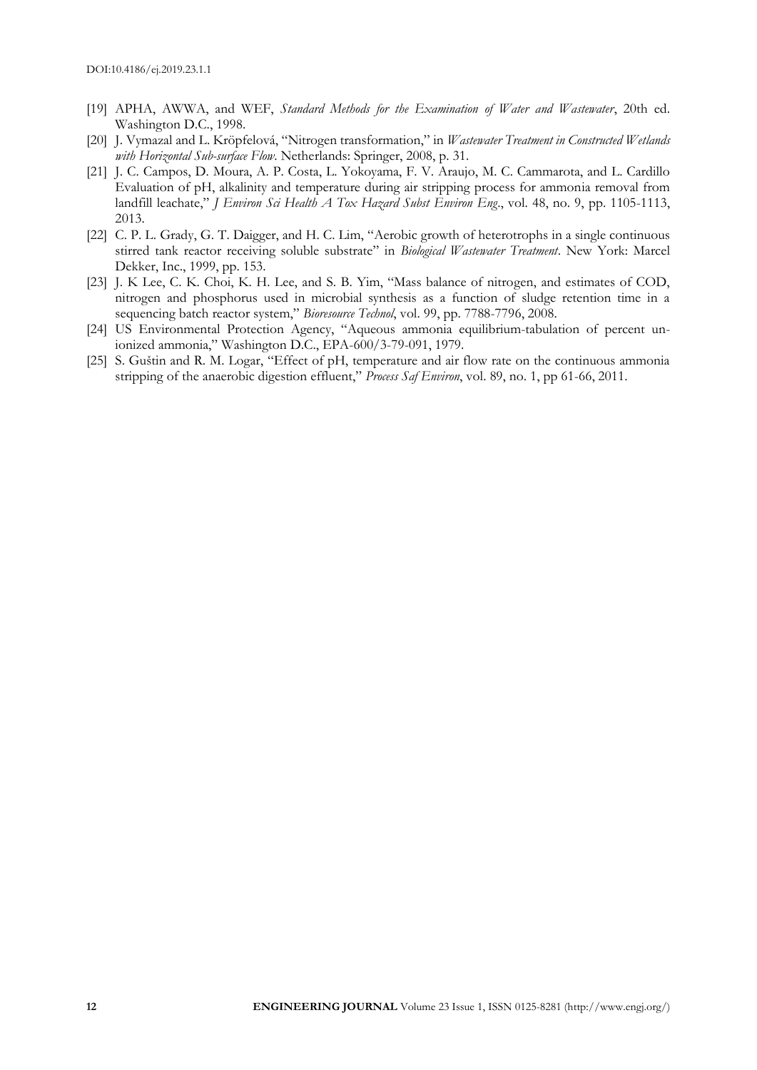[19] APHA, AWWA, and WEF, *Standard Methods for the Examination of Water and Wastewater*, 20th ed. Washington D.C., 1998.

[20] J. Vymazal and L. Kröpfelová, "Nitrogen transformation," in *Wastewater Treatment in Constructed Wetlands with Horizontal Sub-surface Flow*. Netherlands: Springer, 2008, p. 31.

[21] J. C. Campos, D. Moura, A. P. Costa, L. Yokoyama, F. V. Araujo, M. C. Cammarota, and L. Cardillo Evaluation of pH, alkalinity and temperature during air stripping process for ammonia removal from landfill leachate," *J Environ Sci Health A Tox Hazard Subst Environ Eng*., vol. 48, no. 9, pp. 1105-1113, 2013.

[22] C. P. L. Grady, G. T. Daigger, and H. C. Lim, "Aerobic growth of heterotrophs in a single continuous stirred tank reactor receiving soluble substrate" in *Biological Wastewater Treatment*. New York: Marcel Dekker, Inc., 1999, pp. 153.

[23] J. K Lee, C. K. Choi, K. H. Lee, and S. B. Yim, "Mass balance of nitrogen, and estimates of COD, nitrogen and phosphorus used in microbial synthesis as a function of sludge retention time in a sequencing batch reactor system," *Bioresource Technol*, vol. 99, pp. 7788-7796, 2008.

[24] US Environmental Protection Agency, "Aqueous ammonia equilibrium-tabulation of percent un-ionized ammonia," Washington D.C., EPA-600/3-79-091, 1979.

[25] S. Guštin and R. M. Logar, "Effect of pH, temperature and air flow rate on the continuous ammonia stripping of the anaerobic digestion effluent," *Process Saf Environ*, vol. 89, no. 1, pp 61-66, 2011.